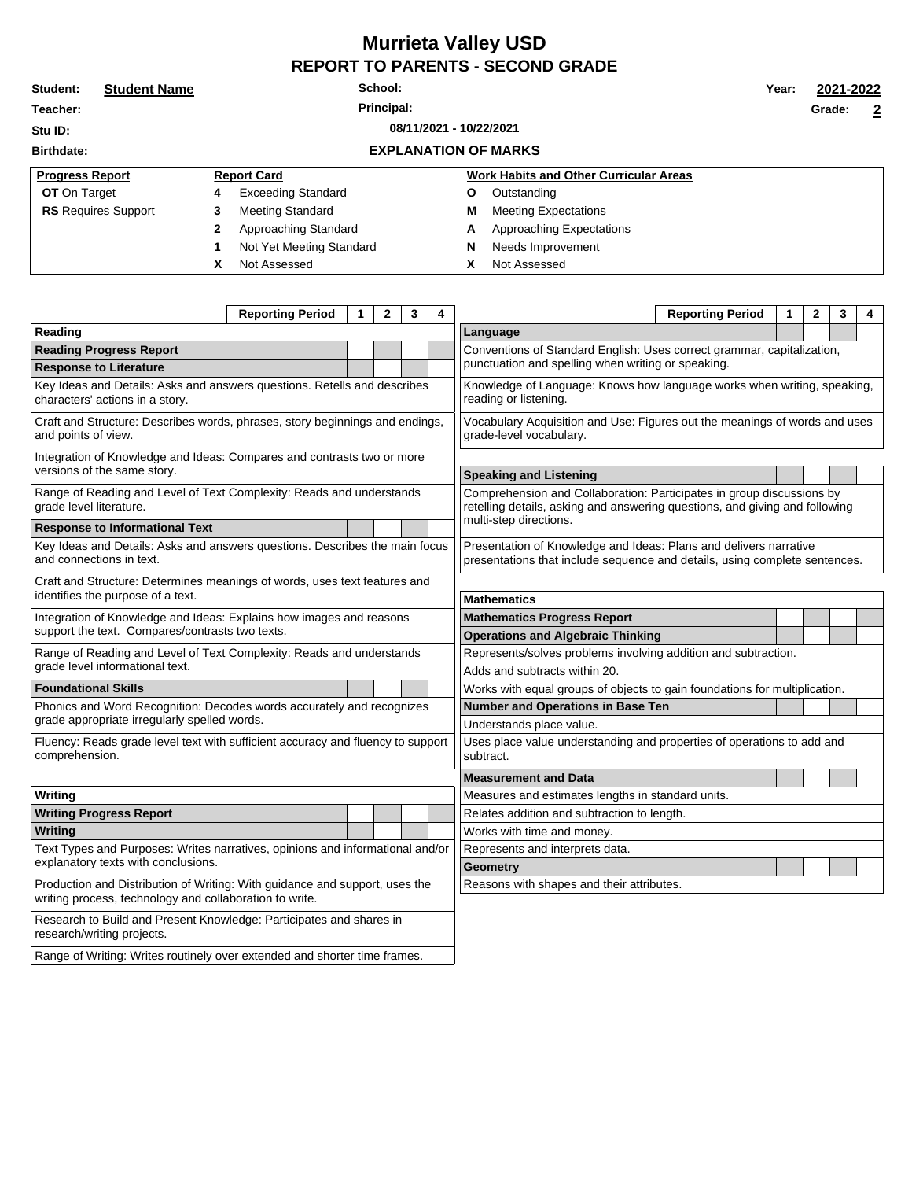# Murrieta Valley USD

## REPORT TO PARENTS - SECOND GRADE

**Student:** Student Name  **School:**  **Year:** 2021-2022

**Teacher:**  **Principal:**  **Grade:** 2

**Stu ID:**  08/11/2021 - 10/22/2021

**Birthdate:**

### EXPLANATION OF MARKS

| Progress Report | Report Card | Work Habits and Other Curricular Areas |
|---|---|---|
| **OT** On Target | **4** Exceeding Standard | **O** Outstanding |
| **RS** Requires Support | **3** Meeting Standard | **M** Meeting Expectations |
| | **2** Approaching Standard | **A** Approaching Expectations |
| | **1** Not Yet Meeting Standard | **N** Needs Improvement |
| | **X** Not Assessed | **X** Not Assessed |

| Reporting Period | 1 | 2 | 3 | 4 |
|---|---|---|---|---|
| **Reading** | | | | |
| **Reading Progress Report** | | | | |
| **Response to Literature** | | | | |
| Key Ideas and Details: Asks and answers questions. Retells and describes characters' actions in a story. | | | | |
| Craft and Structure: Describes words, phrases, story beginnings and endings, and points of view. | | | | |
| Integration of Knowledge and Ideas: Compares and contrasts two or more versions of the same story. | | | | |
| Range of Reading and Level of Text Complexity: Reads and understands grade level literature. | | | | |
| **Response to Informational Text** | | | | |
| Key Ideas and Details: Asks and answers questions. Describes the main focus and connections in text. | | | | |
| Craft and Structure: Determines meanings of words, uses text features and identifies the purpose of a text. | | | | |
| Integration of Knowledge and Ideas: Explains how images and reasons support the text. Compares/contrasts two texts. | | | | |
| Range of Reading and Level of Text Complexity: Reads and understands grade level informational text. | | | | |
| **Foundational Skills** | | | | |
| Phonics and Word Recognition: Decodes words accurately and recognizes grade appropriate irregularly spelled words. | | | | |
| Fluency: Reads grade level text with sufficient accuracy and fluency to support comprehension. | | | | |

| Reporting Period | 1 | 2 | 3 | 4 |
|---|---|---|---|---|
| **Writing** | | | | |
| **Writing Progress Report** | | | | |
| **Writing** | | | | |
| Text Types and Purposes: Writes narratives, opinions and informational and/or explanatory texts with conclusions. | | | | |
| Production and Distribution of Writing: With guidance and support, uses the writing process, technology and collaboration to write. | | | | |
| Research to Build and Present Knowledge: Participates and shares in research/writing projects. | | | | |
| Range of Writing: Writes routinely over extended and shorter time frames. | | | | |

| Reporting Period | 1 | 2 | 3 | 4 |
|---|---|---|---|---|
| **Language** | | | | |
| Conventions of Standard English: Uses correct grammar, capitalization, punctuation and spelling when writing or speaking. | | | | |
| Knowledge of Language: Knows how language works when writing, speaking, reading or listening. | | | | |
| Vocabulary Acquisition and Use: Figures out the meanings of words and uses grade-level vocabulary. | | | | |

| Reporting Period | 1 | 2 | 3 | 4 |
|---|---|---|---|---|
| **Speaking and Listening** | | | | |
| Comprehension and Collaboration: Participates in group discussions by retelling details, asking and answering questions, and giving and following multi-step directions. | | | | |
| Presentation of Knowledge and Ideas: Plans and delivers narrative presentations that include sequence and details, using complete sentences. | | | | |

| Reporting Period | 1 | 2 | 3 | 4 |
|---|---|---|---|---|
| **Mathematics** | | | | |
| **Mathematics Progress Report** | | | | |
| **Operations and Algebraic Thinking** | | | | |
| Represents/solves problems involving addition and subtraction. | | | | |
| Adds and subtracts within 20. | | | | |
| Works with equal groups of objects to gain foundations for multiplication. | | | | |
| **Number and Operations in Base Ten** | | | | |
| Understands place value. | | | | |
| Uses place value understanding and properties of operations to add and subtract. | | | | |
| **Measurement and Data** | | | | |
| Measures and estimates lengths in standard units. | | | | |
| Relates addition and subtraction to length. | | | | |
| Works with time and money. | | | | |
| Represents and interprets data. | | | | |
| **Geometry** | | | | |
| Reasons with shapes and their attributes. | | | | |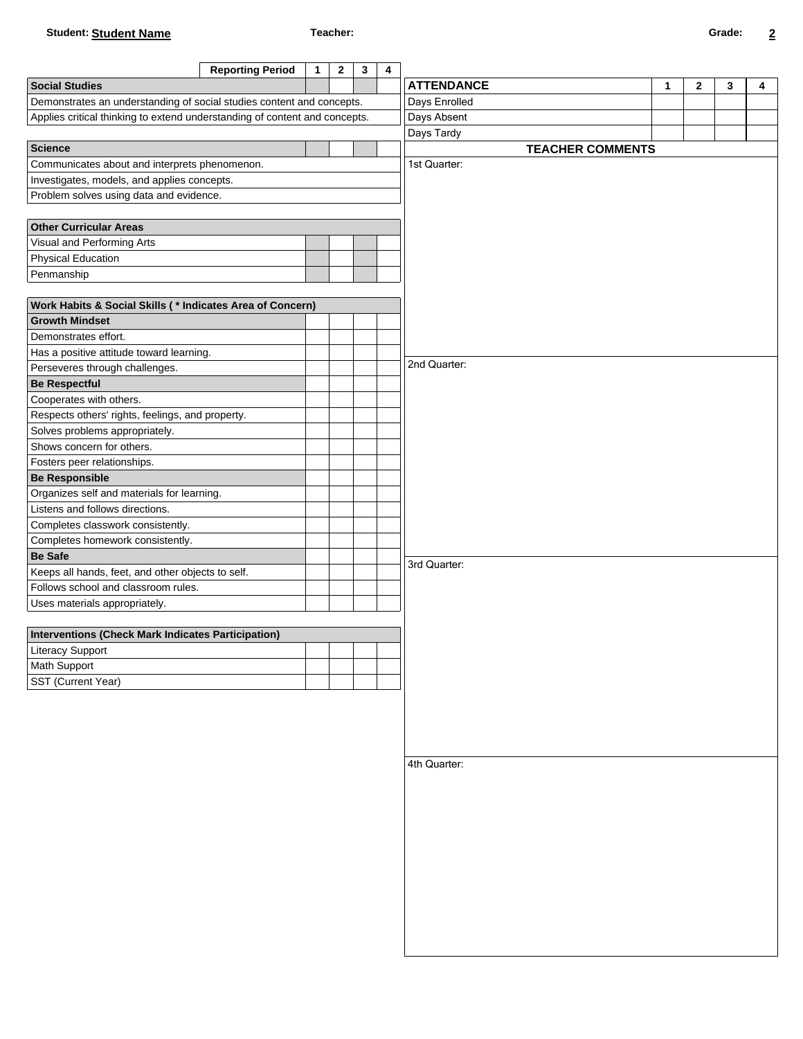**Student:** <u>**Student Name**</u> **Teacher:** **Grade:** <u>**2**</u>

| Reporting Period | 1 | 2 | 3 | 4 |
|---|---|---|---|---|
| **Social Studies** | | | | |
| Demonstrates an understanding of social studies content and concepts. | | | | |
| Applies critical thinking to extend understanding of content and concepts. | | | | |
| **Science** | | | | |
| Communicates about and interprets phenomenon. | | | | |
| Investigates, models, and applies concepts. | | | | |
| Problem solves using data and evidence. | | | | |
| **Other Curricular Areas** | | | | |
| Visual and Performing Arts | | | | |
| Physical Education | | | | |
| Penmanship | | | | |
| **Work Habits & Social Skills ( * Indicates Area of Concern)** | | | | |
| **Growth Mindset** | | | | |
| Demonstrates effort. | | | | |
| Has a positive attitude toward learning. | | | | |
| Perseveres through challenges. | | | | |
| **Be Respectful** | | | | |
| Cooperates with others. | | | | |
| Respects others' rights, feelings, and property. | | | | |
| Solves problems appropriately. | | | | |
| Shows concern for others. | | | | |
| Fosters peer relationships. | | | | |
| **Be Responsible** | | | | |
| Organizes self and materials for learning. | | | | |
| Listens and follows directions. | | | | |
| Completes classwork consistently. | | | | |
| Completes homework consistently. | | | | |
| **Be Safe** | | | | |
| Keeps all hands, feet, and other objects to self. | | | | |
| Follows school and classroom rules. | | | | |
| Uses materials appropriately. | | | | |
| **Interventions (Check Mark Indicates Participation)** | | | | |
| Literacy Support | | | | |
| Math Support | | | | |
| SST (Current Year) | | | | |

| ATTENDANCE | 1 | 2 | 3 | 4 |
|---|---|---|---|---|
| Days Enrolled | | | | |
| Days Absent | | | | |
| Days Tardy | | | | |

**TEACHER COMMENTS**

1st Quarter:

2nd Quarter:

3rd Quarter:

4th Quarter: